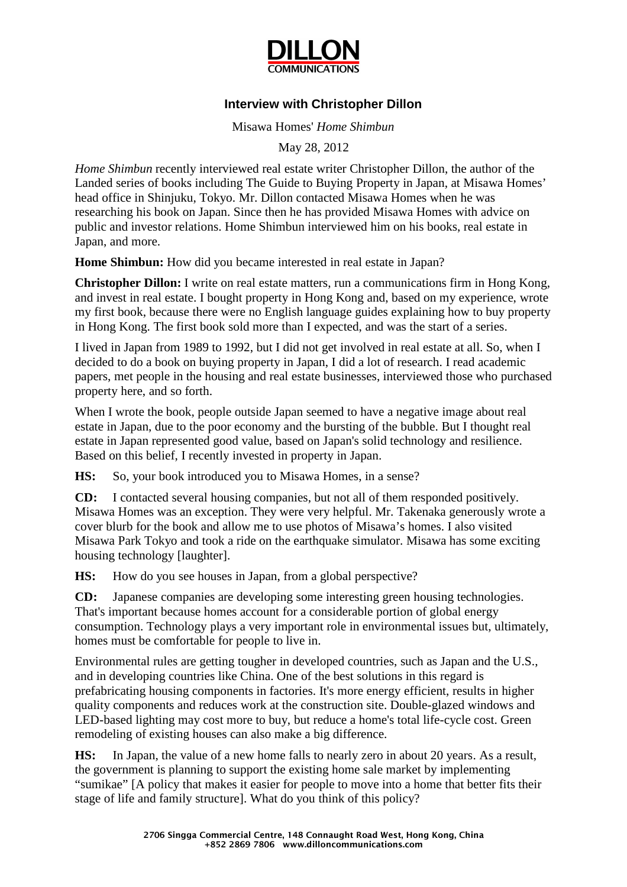# DILLON COMMUNICATIONS

## Interview with Christopher Dillon

Misawa Homes' *Home Shimbun*

May 28, 2012

*Home Shimbun* recently interviewed real estate writer Christopher Dillon, the author of the Landed series of books including The Guide to Buying Property in Japan, at Misawa Homes' head office in Shinjuku, Tokyo. Mr. Dillon contacted Misawa Homes when he was researching his book on Japan. Since then he has provided Misawa Homes with advice on public and investor relations. Home Shimbun interviewed him on his books, real estate in Japan, and more.

**Home Shimbun:** How did you became interested in real estate in Japan?

**Christopher Dillon:** I write on real estate matters, run a communications firm in Hong Kong, and invest in real estate. I bought property in Hong Kong and, based on my experience, wrote my first book, because there were no English language guides explaining how to buy property in Hong Kong. The first book sold more than I expected, and was the start of a series.

I lived in Japan from 1989 to 1992, but I did not get involved in real estate at all. So, when I decided to do a book on buying property in Japan, I did a lot of research. I read academic papers, met people in the housing and real estate businesses, interviewed those who purchased property here, and so forth.

When I wrote the book, people outside Japan seemed to have a negative image about real estate in Japan, due to the poor economy and the bursting of the bubble. But I thought real estate in Japan represented good value, based on Japan's solid technology and resilience. Based on this belief, I recently invested in property in Japan.

**HS:** So, your book introduced you to Misawa Homes, in a sense?

**CD:** I contacted several housing companies, but not all of them responded positively. Misawa Homes was an exception. They were very helpful. Mr. Takenaka generously wrote a cover blurb for the book and allow me to use photos of Misawa's homes. I also visited Misawa Park Tokyo and took a ride on the earthquake simulator. Misawa has some exciting housing technology [laughter].

**HS:** How do you see houses in Japan, from a global perspective?

**CD:** Japanese companies are developing some interesting green housing technologies. That's important because homes account for a considerable portion of global energy consumption. Technology plays a very important role in environmental issues but, ultimately, homes must be comfortable for people to live in.

Environmental rules are getting tougher in developed countries, such as Japan and the U.S., and in developing countries like China. One of the best solutions in this regard is prefabricating housing components in factories. It's more energy efficient, results in higher quality components and reduces work at the construction site. Double-glazed windows and LED-based lighting may cost more to buy, but reduce a home's total life-cycle cost. Green remodeling of existing houses can also make a big difference.

**HS:** In Japan, the value of a new home falls to nearly zero in about 20 years. As a result, the government is planning to support the existing home sale market by implementing "sumikae" [A policy that makes it easier for people to move into a home that better fits their stage of life and family structure]. What do you think of this policy?

2706 Singga Commercial Centre, 148 Connaught Road West, Hong Kong, China
+852 2869 7806 www.dilloncommunications.com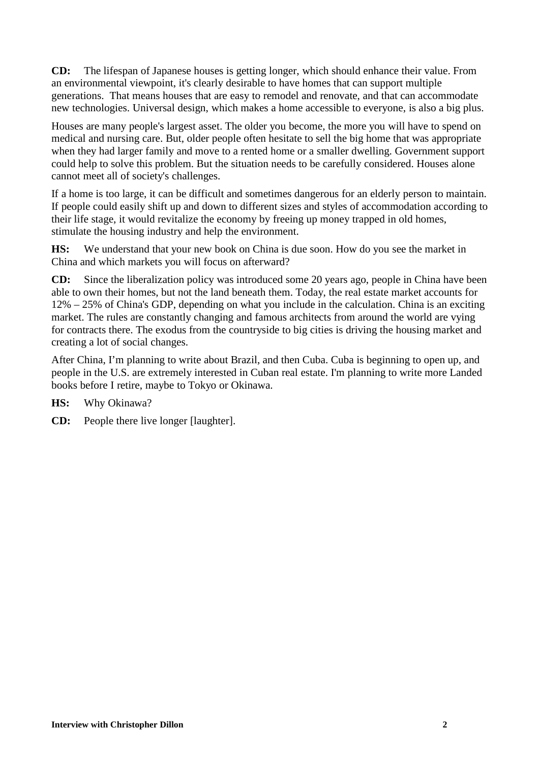**CD:** The lifespan of Japanese houses is getting longer, which should enhance their value. From an environmental viewpoint, it's clearly desirable to have homes that can support multiple generations. That means houses that are easy to remodel and renovate, and that can accommodate new technologies. Universal design, which makes a home accessible to everyone, is also a big plus.

Houses are many people's largest asset. The older you become, the more you will have to spend on medical and nursing care. But, older people often hesitate to sell the big home that was appropriate when they had larger family and move to a rented home or a smaller dwelling. Government support could help to solve this problem. But the situation needs to be carefully considered. Houses alone cannot meet all of society's challenges.

If a home is too large, it can be difficult and sometimes dangerous for an elderly person to maintain. If people could easily shift up and down to different sizes and styles of accommodation according to their life stage, it would revitalize the economy by freeing up money trapped in old homes, stimulate the housing industry and help the environment.

**HS:** We understand that your new book on China is due soon. How do you see the market in China and which markets you will focus on afterward?

**CD:** Since the liberalization policy was introduced some 20 years ago, people in China have been able to own their homes, but not the land beneath them. Today, the real estate market accounts for 12% – 25% of China's GDP, depending on what you include in the calculation. China is an exciting market. The rules are constantly changing and famous architects from around the world are vying for contracts there. The exodus from the countryside to big cities is driving the housing market and creating a lot of social changes.

After China, I'm planning to write about Brazil, and then Cuba. Cuba is beginning to open up, and people in the U.S. are extremely interested in Cuban real estate. I'm planning to write more Landed books before I retire, maybe to Tokyo or Okinawa.

**HS:** Why Okinawa?

**CD:** People there live longer [laughter].